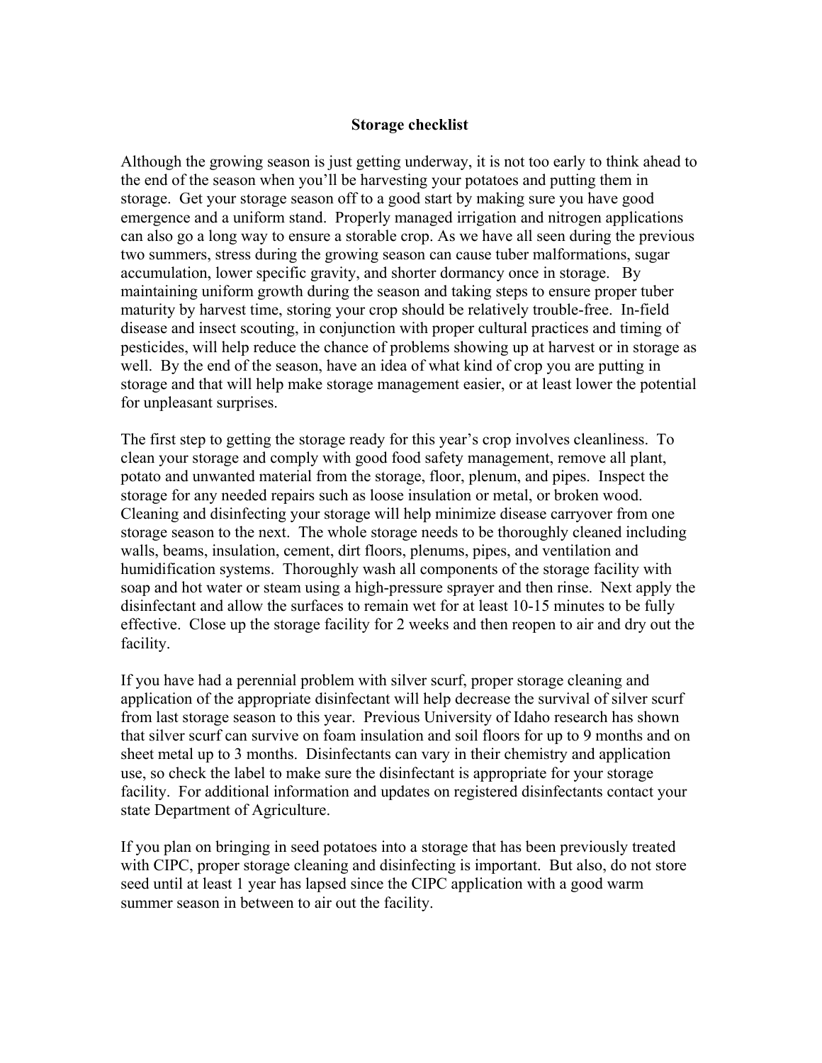# Storage checklist

Although the growing season is just getting underway, it is not too early to think ahead to the end of the season when you'll be harvesting your potatoes and putting them in storage. Get your storage season off to a good start by making sure you have good emergence and a uniform stand. Properly managed irrigation and nitrogen applications can also go a long way to ensure a storable crop. As we have all seen during the previous two summers, stress during the growing season can cause tuber malformations, sugar accumulation, lower specific gravity, and shorter dormancy once in storage. By maintaining uniform growth during the season and taking steps to ensure proper tuber maturity by harvest time, storing your crop should be relatively trouble-free. In-field disease and insect scouting, in conjunction with proper cultural practices and timing of pesticides, will help reduce the chance of problems showing up at harvest or in storage as well. By the end of the season, have an idea of what kind of crop you are putting in storage and that will help make storage management easier, or at least lower the potential for unpleasant surprises.

The first step to getting the storage ready for this year's crop involves cleanliness. To clean your storage and comply with good food safety management, remove all plant, potato and unwanted material from the storage, floor, plenum, and pipes. Inspect the storage for any needed repairs such as loose insulation or metal, or broken wood. Cleaning and disinfecting your storage will help minimize disease carryover from one storage season to the next. The whole storage needs to be thoroughly cleaned including walls, beams, insulation, cement, dirt floors, plenums, pipes, and ventilation and humidification systems. Thoroughly wash all components of the storage facility with soap and hot water or steam using a high-pressure sprayer and then rinse. Next apply the disinfectant and allow the surfaces to remain wet for at least 10-15 minutes to be fully effective. Close up the storage facility for 2 weeks and then reopen to air and dry out the facility.

If you have had a perennial problem with silver scurf, proper storage cleaning and application of the appropriate disinfectant will help decrease the survival of silver scurf from last storage season to this year. Previous University of Idaho research has shown that silver scurf can survive on foam insulation and soil floors for up to 9 months and on sheet metal up to 3 months. Disinfectants can vary in their chemistry and application use, so check the label to make sure the disinfectant is appropriate for your storage facility. For additional information and updates on registered disinfectants contact your state Department of Agriculture.

If you plan on bringing in seed potatoes into a storage that has been previously treated with CIPC, proper storage cleaning and disinfecting is important. But also, do not store seed until at least 1 year has lapsed since the CIPC application with a good warm summer season in between to air out the facility.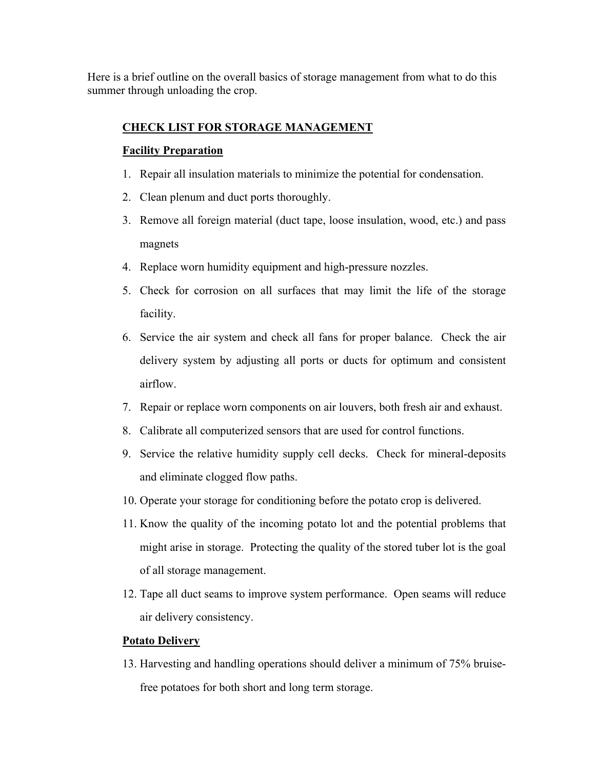Here is a brief outline on the overall basics of storage management from what to do this summer through unloading the crop.

## **CHECK LIST FOR STORAGE MANAGEMENT**

### **Facility Preparation**

1. Repair all insulation materials to minimize the potential for condensation.
2. Clean plenum and duct ports thoroughly.
3. Remove all foreign material (duct tape, loose insulation, wood, etc.) and pass magnets
4. Replace worn humidity equipment and high-pressure nozzles.
5. Check for corrosion on all surfaces that may limit the life of the storage facility.
6. Service the air system and check all fans for proper balance. Check the air delivery system by adjusting all ports or ducts for optimum and consistent airflow.
7. Repair or replace worn components on air louvers, both fresh air and exhaust.
8. Calibrate all computerized sensors that are used for control functions.
9. Service the relative humidity supply cell decks. Check for mineral-deposits and eliminate clogged flow paths.
10. Operate your storage for conditioning before the potato crop is delivered.
11. Know the quality of the incoming potato lot and the potential problems that might arise in storage. Protecting the quality of the stored tuber lot is the goal of all storage management.
12. Tape all duct seams to improve system performance. Open seams will reduce air delivery consistency.

### **Potato Delivery**

13. Harvesting and handling operations should deliver a minimum of 75% bruise-free potatoes for both short and long term storage.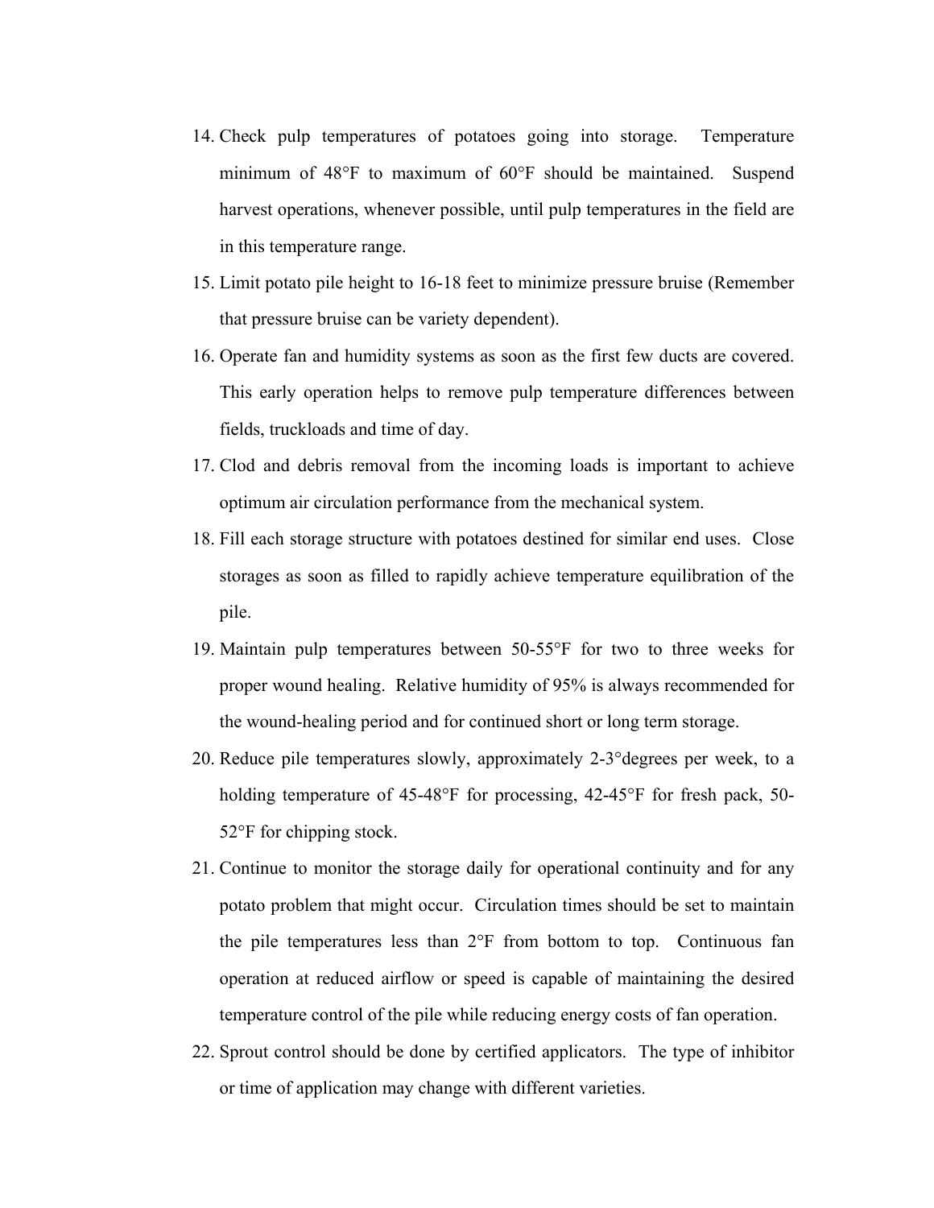14. Check pulp temperatures of potatoes going into storage. Temperature minimum of 48°F to maximum of 60°F should be maintained. Suspend harvest operations, whenever possible, until pulp temperatures in the field are in this temperature range.
15. Limit potato pile height to 16-18 feet to minimize pressure bruise (Remember that pressure bruise can be variety dependent).
16. Operate fan and humidity systems as soon as the first few ducts are covered. This early operation helps to remove pulp temperature differences between fields, truckloads and time of day.
17. Clod and debris removal from the incoming loads is important to achieve optimum air circulation performance from the mechanical system.
18. Fill each storage structure with potatoes destined for similar end uses. Close storages as soon as filled to rapidly achieve temperature equilibration of the pile.
19. Maintain pulp temperatures between 50-55°F for two to three weeks for proper wound healing. Relative humidity of 95% is always recommended for the wound-healing period and for continued short or long term storage.
20. Reduce pile temperatures slowly, approximately 2-3°degrees per week, to a holding temperature of 45-48°F for processing, 42-45°F for fresh pack, 50-52°F for chipping stock.
21. Continue to monitor the storage daily for operational continuity and for any potato problem that might occur. Circulation times should be set to maintain the pile temperatures less than 2°F from bottom to top. Continuous fan operation at reduced airflow or speed is capable of maintaining the desired temperature control of the pile while reducing energy costs of fan operation.
22. Sprout control should be done by certified applicators. The type of inhibitor or time of application may change with different varieties.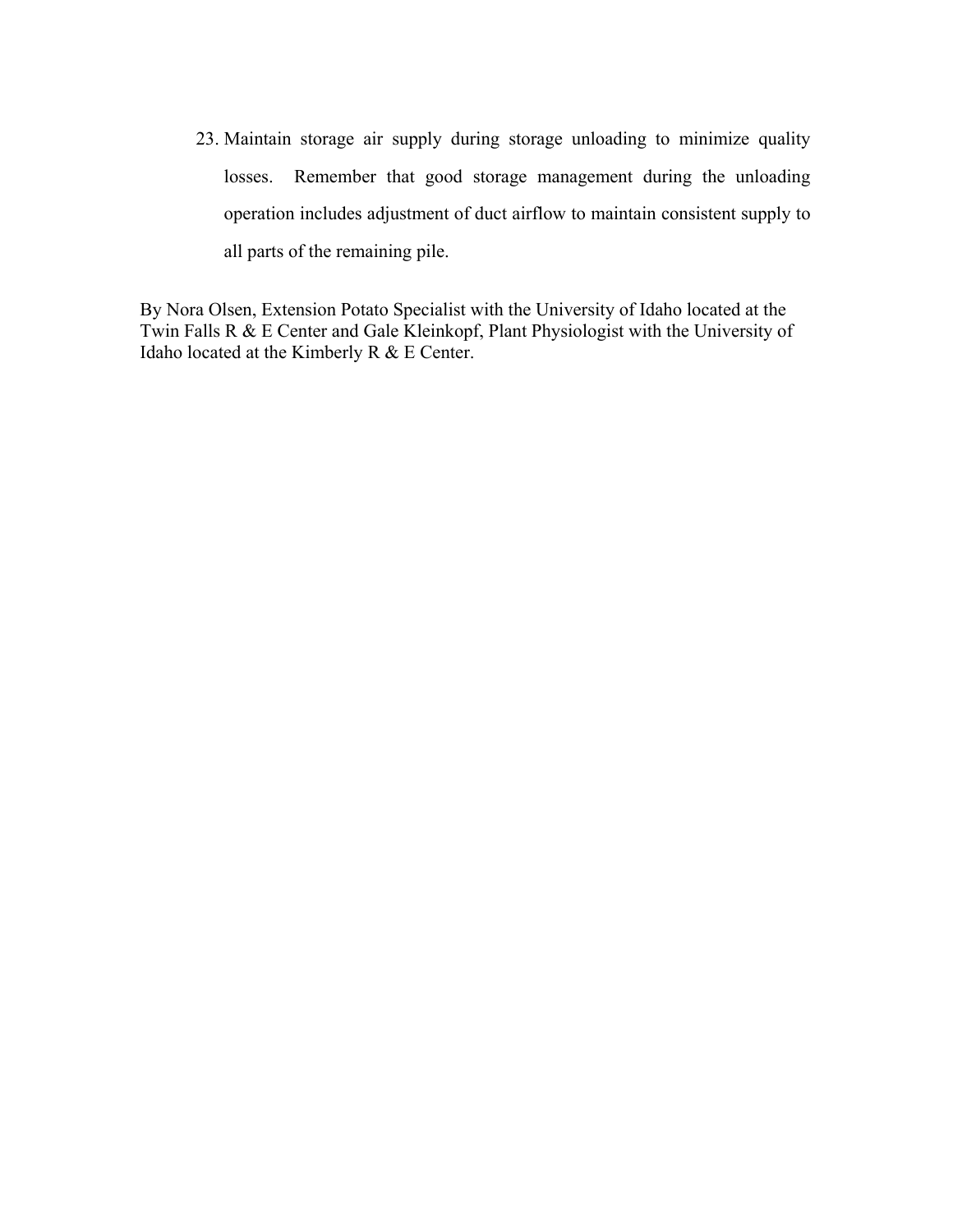23. Maintain storage air supply during storage unloading to minimize quality losses. Remember that good storage management during the unloading operation includes adjustment of duct airflow to maintain consistent supply to all parts of the remaining pile.

By Nora Olsen, Extension Potato Specialist with the University of Idaho located at the Twin Falls R & E Center and Gale Kleinkopf, Plant Physiologist with the University of Idaho located at the Kimberly R & E Center.